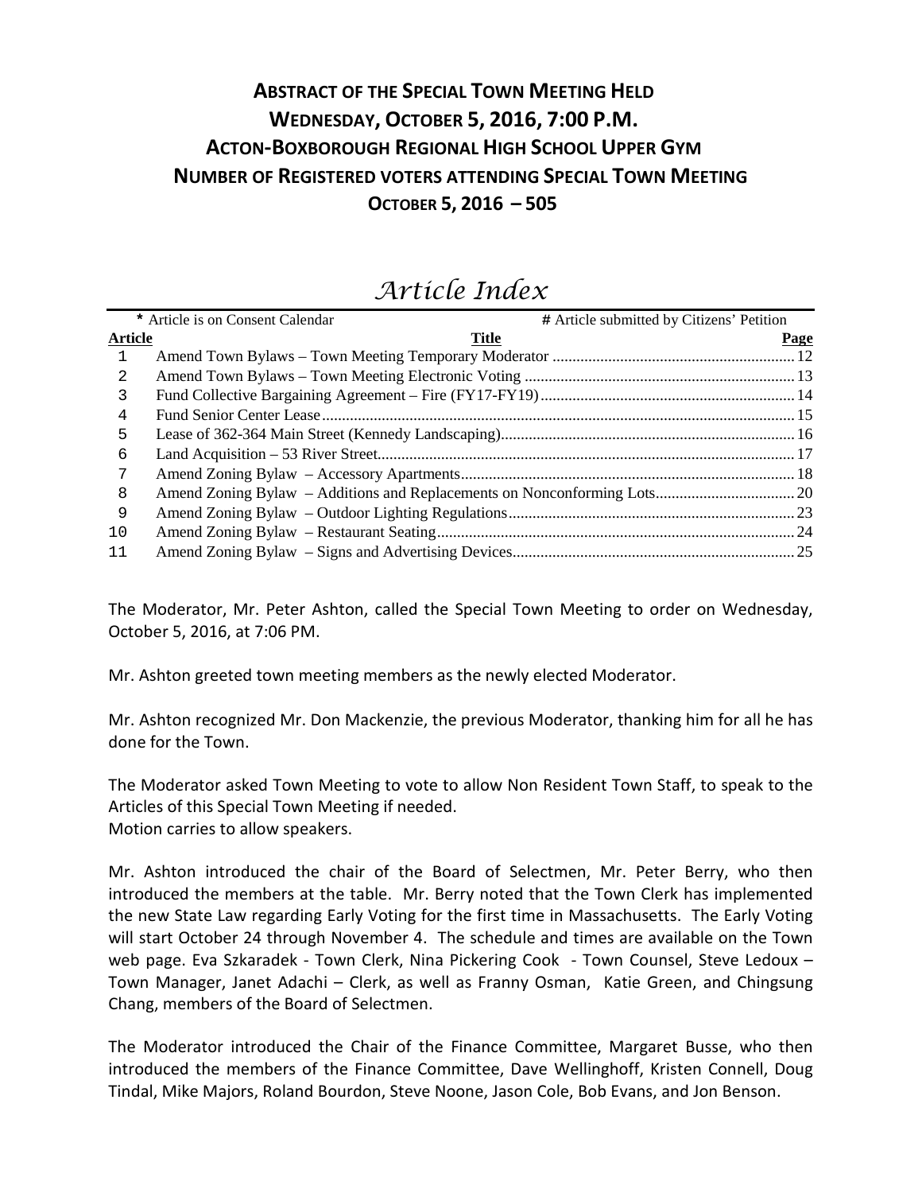# ABSTRACT OF THE SPECIAL TOWN MEETING HELD WEDNESDAY, OCTOBER 5, 2016, 7:00 P.M. ACTON-BOXBOROUGH REGIONAL HIGH SCHOOL UPPER GYM NUMBER OF REGISTERED VOTERS ATTENDING SPECIAL TOWN MEETING OCTOBER 5, 2016 – 505

## *Article Index*

\* Article is on Consent Calendar    # Article submitted by Citizens' Petition

| Article | Title | Page |
|---|---|---|
| 1 | Amend Town Bylaws – Town Meeting Temporary Moderator | 12 |
| 2 | Amend Town Bylaws – Town Meeting Electronic Voting | 13 |
| 3 | Fund Collective Bargaining Agreement – Fire (FY17-FY19) | 14 |
| 4 | Fund Senior Center Lease | 15 |
| 5 | Lease of 362-364 Main Street (Kennedy Landscaping) | 16 |
| 6 | Land Acquisition – 53 River Street | 17 |
| 7 | Amend Zoning Bylaw – Accessory Apartments | 18 |
| 8 | Amend Zoning Bylaw – Additions and Replacements on Nonconforming Lots | 20 |
| 9 | Amend Zoning Bylaw – Outdoor Lighting Regulations | 23 |
| 10 | Amend Zoning Bylaw – Restaurant Seating | 24 |
| 11 | Amend Zoning Bylaw – Signs and Advertising Devices | 25 |

The Moderator, Mr. Peter Ashton, called the Special Town Meeting to order on Wednesday, October 5, 2016, at 7:06 PM.

Mr. Ashton greeted town meeting members as the newly elected Moderator.

Mr. Ashton recognized Mr. Don Mackenzie, the previous Moderator, thanking him for all he has done for the Town.

The Moderator asked Town Meeting to vote to allow Non Resident Town Staff, to speak to the Articles of this Special Town Meeting if needed.
Motion carries to allow speakers.

Mr. Ashton introduced the chair of the Board of Selectmen, Mr. Peter Berry, who then introduced the members at the table. Mr. Berry noted that the Town Clerk has implemented the new State Law regarding Early Voting for the first time in Massachusetts. The Early Voting will start October 24 through November 4. The schedule and times are available on the Town web page. Eva Szkaradek - Town Clerk, Nina Pickering Cook - Town Counsel, Steve Ledoux – Town Manager, Janet Adachi – Clerk, as well as Franny Osman, Katie Green, and Chingsung Chang, members of the Board of Selectmen.

The Moderator introduced the Chair of the Finance Committee, Margaret Busse, who then introduced the members of the Finance Committee, Dave Wellinghoff, Kristen Connell, Doug Tindal, Mike Majors, Roland Bourdon, Steve Noone, Jason Cole, Bob Evans, and Jon Benson.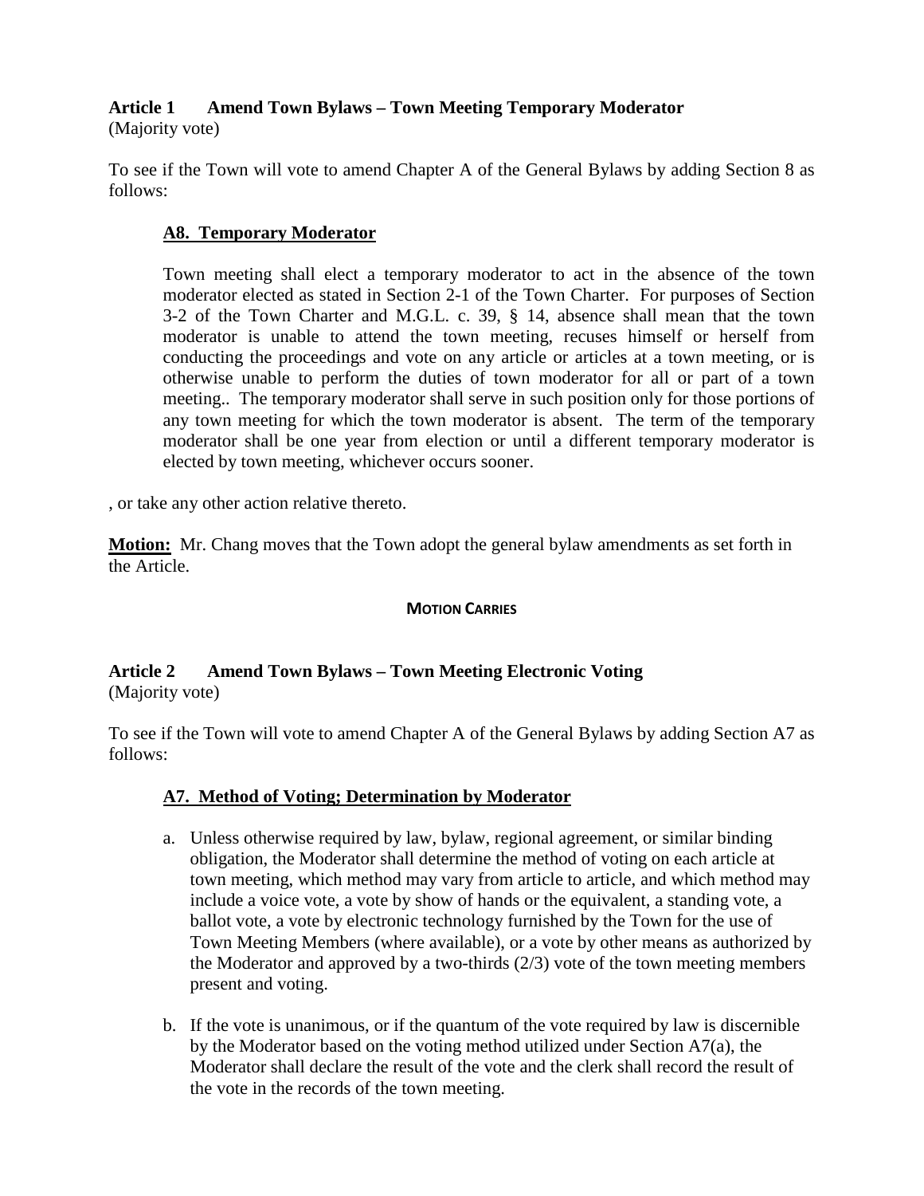**Article 1  Amend Town Bylaws – Town Meeting Temporary Moderator**
(Majority vote)

To see if the Town will vote to amend Chapter A of the General Bylaws by adding Section 8 as follows:

> **A8. Temporary Moderator**
>
> Town meeting shall elect a temporary moderator to act in the absence of the town moderator elected as stated in Section 2-1 of the Town Charter. For purposes of Section 3-2 of the Town Charter and M.G.L. c. 39, § 14, absence shall mean that the town moderator is unable to attend the town meeting, recuses himself or herself from conducting the proceedings and vote on any article or articles at a town meeting, or is otherwise unable to perform the duties of town moderator for all or part of a town meeting.. The temporary moderator shall serve in such position only for those portions of any town meeting for which the town moderator is absent. The term of the temporary moderator shall be one year from election or until a different temporary moderator is elected by town meeting, whichever occurs sooner.

, or take any other action relative thereto.

**Motion:** Mr. Chang moves that the Town adopt the general bylaw amendments as set forth in the Article.

**MOTION CARRIES**

**Article 2  Amend Town Bylaws – Town Meeting Electronic Voting**
(Majority vote)

To see if the Town will vote to amend Chapter A of the General Bylaws by adding Section A7 as follows:

> **A7. Method of Voting; Determination by Moderator**
>
> a. Unless otherwise required by law, bylaw, regional agreement, or similar binding obligation, the Moderator shall determine the method of voting on each article at town meeting, which method may vary from article to article, and which method may include a voice vote, a vote by show of hands or the equivalent, a standing vote, a ballot vote, a vote by electronic technology furnished by the Town for the use of Town Meeting Members (where available), or a vote by other means as authorized by the Moderator and approved by a two-thirds (2/3) vote of the town meeting members present and voting.
>
> b. If the vote is unanimous, or if the quantum of the vote required by law is discernible by the Moderator based on the voting method utilized under Section A7(a), the Moderator shall declare the result of the vote and the clerk shall record the result of the vote in the records of the town meeting.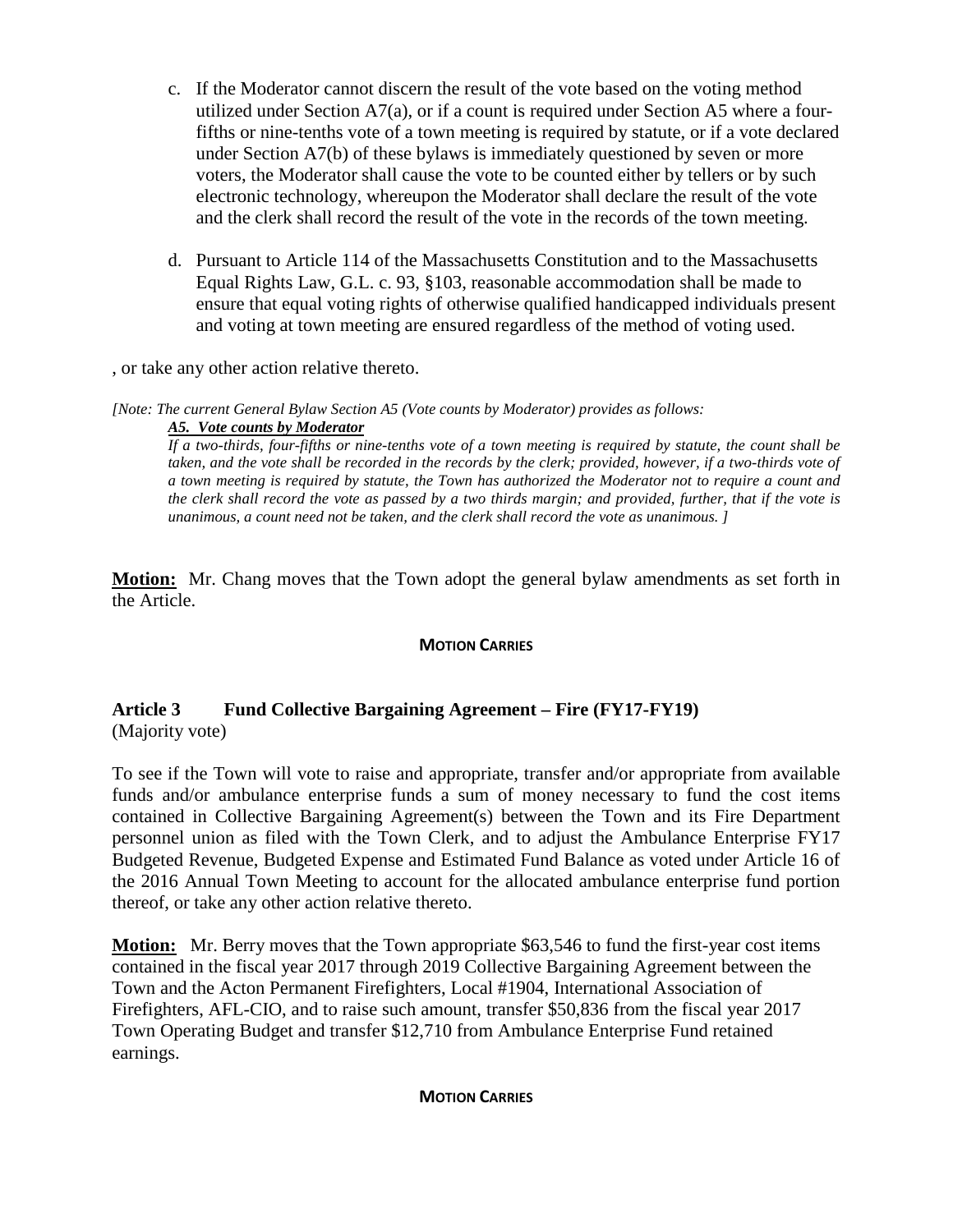c. If the Moderator cannot discern the result of the vote based on the voting method utilized under Section A7(a), or if a count is required under Section A5 where a four-fifths or nine-tenths vote of a town meeting is required by statute, or if a vote declared under Section A7(b) of these bylaws is immediately questioned by seven or more voters, the Moderator shall cause the vote to be counted either by tellers or by such electronic technology, whereupon the Moderator shall declare the result of the vote and the clerk shall record the result of the vote in the records of the town meeting.

d. Pursuant to Article 114 of the Massachusetts Constitution and to the Massachusetts Equal Rights Law, G.L. c. 93, §103, reasonable accommodation shall be made to ensure that equal voting rights of otherwise qualified handicapped individuals present and voting at town meeting are ensured regardless of the method of voting used.

, or take any other action relative thereto.

*[Note: The current General Bylaw Section A5 (Vote counts by Moderator) provides as follows:*

***A5. Vote counts by Moderator***

*If a two-thirds, four-fifths or nine-tenths vote of a town meeting is required by statute, the count shall be taken, and the vote shall be recorded in the records by the clerk; provided, however, if a two-thirds vote of a town meeting is required by statute, the Town has authorized the Moderator not to require a count and the clerk shall record the vote as passed by a two thirds margin; and provided, further, that if the vote is unanimous, a count need not be taken, and the clerk shall record the vote as unanimous. ]*

**Motion:** Mr. Chang moves that the Town adopt the general bylaw amendments as set forth in the Article.

**MOTION CARRIES**

## Article 3 Fund Collective Bargaining Agreement – Fire (FY17-FY19)

(Majority vote)

To see if the Town will vote to raise and appropriate, transfer and/or appropriate from available funds and/or ambulance enterprise funds a sum of money necessary to fund the cost items contained in Collective Bargaining Agreement(s) between the Town and its Fire Department personnel union as filed with the Town Clerk, and to adjust the Ambulance Enterprise FY17 Budgeted Revenue, Budgeted Expense and Estimated Fund Balance as voted under Article 16 of the 2016 Annual Town Meeting to account for the allocated ambulance enterprise fund portion thereof, or take any other action relative thereto.

**Motion:** Mr. Berry moves that the Town appropriate $63,546 to fund the first-year cost items contained in the fiscal year 2017 through 2019 Collective Bargaining Agreement between the Town and the Acton Permanent Firefighters, Local #1904, International Association of Firefighters, AFL-CIO, and to raise such amount, transfer $50,836 from the fiscal year 2017 Town Operating Budget and transfer $12,710 from Ambulance Enterprise Fund retained earnings.

**MOTION CARRIES**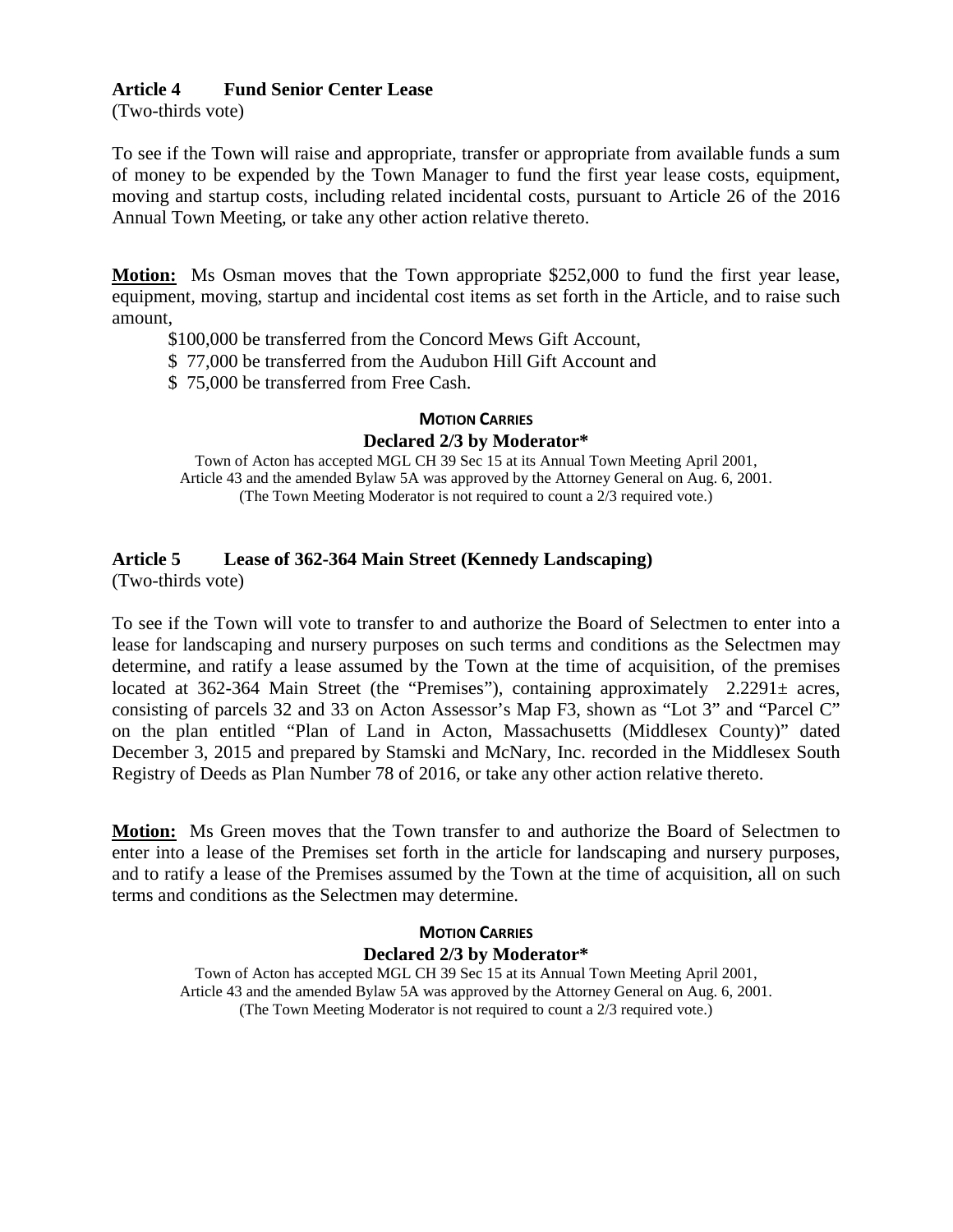## Article 4 Fund Senior Center Lease

(Two-thirds vote)

To see if the Town will raise and appropriate, transfer or appropriate from available funds a sum of money to be expended by the Town Manager to fund the first year lease costs, equipment, moving and startup costs, including related incidental costs, pursuant to Article 26 of the 2016 Annual Town Meeting, or take any other action relative thereto.

**Motion:** Ms Osman moves that the Town appropriate $252,000 to fund the first year lease, equipment, moving, startup and incidental cost items as set forth in the Article, and to raise such amount,

$100,000 be transferred from the Concord Mews Gift Account,
$ 77,000 be transferred from the Audubon Hill Gift Account and
$ 75,000 be transferred from Free Cash.

**MOTION CARRIES**

**Declared 2/3 by Moderator***

Town of Acton has accepted MGL CH 39 Sec 15 at its Annual Town Meeting April 2001, Article 43 and the amended Bylaw 5A was approved by the Attorney General on Aug. 6, 2001. (The Town Meeting Moderator is not required to count a 2/3 required vote.)

## Article 5 Lease of 362-364 Main Street (Kennedy Landscaping)

(Two-thirds vote)

To see if the Town will vote to transfer to and authorize the Board of Selectmen to enter into a lease for landscaping and nursery purposes on such terms and conditions as the Selectmen may determine, and ratify a lease assumed by the Town at the time of acquisition, of the premises located at 362-364 Main Street (the "Premises"), containing approximately 2.2291± acres, consisting of parcels 32 and 33 on Acton Assessor's Map F3, shown as "Lot 3" and "Parcel C" on the plan entitled "Plan of Land in Acton, Massachusetts (Middlesex County)" dated December 3, 2015 and prepared by Stamski and McNary, Inc. recorded in the Middlesex South Registry of Deeds as Plan Number 78 of 2016, or take any other action relative thereto.

**Motion:** Ms Green moves that the Town transfer to and authorize the Board of Selectmen to enter into a lease of the Premises set forth in the article for landscaping and nursery purposes, and to ratify a lease of the Premises assumed by the Town at the time of acquisition, all on such terms and conditions as the Selectmen may determine.

**MOTION CARRIES**

**Declared 2/3 by Moderator***

Town of Acton has accepted MGL CH 39 Sec 15 at its Annual Town Meeting April 2001, Article 43 and the amended Bylaw 5A was approved by the Attorney General on Aug. 6, 2001. (The Town Meeting Moderator is not required to count a 2/3 required vote.)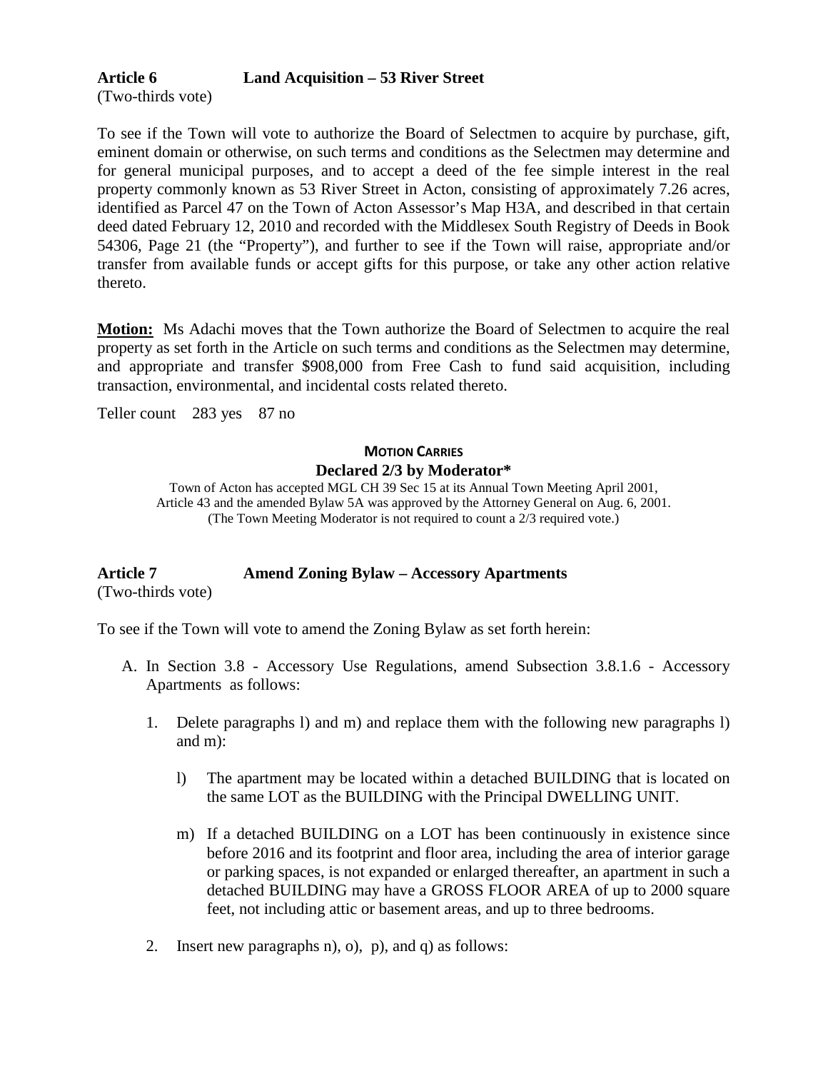**Article 6 Land Acquisition – 53 River Street**
(Two-thirds vote)

To see if the Town will vote to authorize the Board of Selectmen to acquire by purchase, gift, eminent domain or otherwise, on such terms and conditions as the Selectmen may determine and for general municipal purposes, and to accept a deed of the fee simple interest in the real property commonly known as 53 River Street in Acton, consisting of approximately 7.26 acres, identified as Parcel 47 on the Town of Acton Assessor's Map H3A, and described in that certain deed dated February 12, 2010 and recorded with the Middlesex South Registry of Deeds in Book 54306, Page 21 (the "Property"), and further to see if the Town will raise, appropriate and/or transfer from available funds or accept gifts for this purpose, or take any other action relative thereto.

**Motion:** Ms Adachi moves that the Town authorize the Board of Selectmen to acquire the real property as set forth in the Article on such terms and conditions as the Selectmen may determine, and appropriate and transfer $908,000 from Free Cash to fund said acquisition, including transaction, environmental, and incidental costs related thereto.

Teller count 283 yes 87 no

**MOTION CARRIES**
**Declared 2/3 by Moderator***

Town of Acton has accepted MGL CH 39 Sec 15 at its Annual Town Meeting April 2001, Article 43 and the amended Bylaw 5A was approved by the Attorney General on Aug. 6, 2001. (The Town Meeting Moderator is not required to count a 2/3 required vote.)

**Article 7 Amend Zoning Bylaw – Accessory Apartments**
(Two-thirds vote)

To see if the Town will vote to amend the Zoning Bylaw as set forth herein:

A. In Section 3.8 - Accessory Use Regulations, amend Subsection 3.8.1.6 - Accessory Apartments as follows:

   1. Delete paragraphs l) and m) and replace them with the following new paragraphs l) and m):

      l) The apartment may be located within a detached BUILDING that is located on the same LOT as the BUILDING with the Principal DWELLING UNIT.

      m) If a detached BUILDING on a LOT has been continuously in existence since before 2016 and its footprint and floor area, including the area of interior garage or parking spaces, is not expanded or enlarged thereafter, an apartment in such a detached BUILDING may have a GROSS FLOOR AREA of up to 2000 square feet, not including attic or basement areas, and up to three bedrooms.

   2. Insert new paragraphs n), o), p), and q) as follows: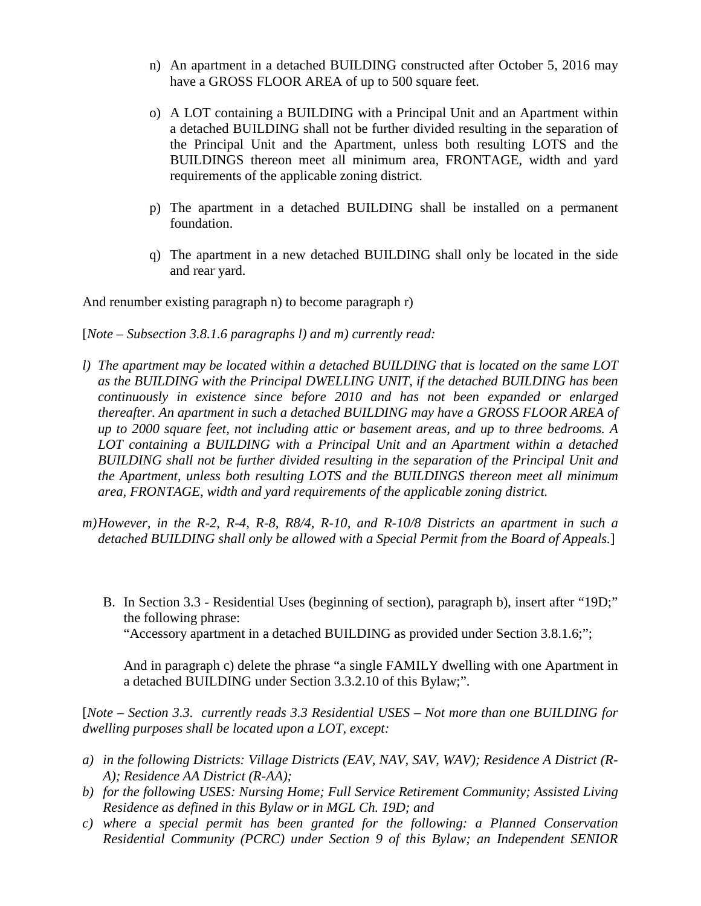n) An apartment in a detached BUILDING constructed after October 5, 2016 may have a GROSS FLOOR AREA of up to 500 square feet.

o) A LOT containing a BUILDING with a Principal Unit and an Apartment within a detached BUILDING shall not be further divided resulting in the separation of the Principal Unit and the Apartment, unless both resulting LOTS and the BUILDINGS thereon meet all minimum area, FRONTAGE, width and yard requirements of the applicable zoning district.

p) The apartment in a detached BUILDING shall be installed on a permanent foundation.

q) The apartment in a new detached BUILDING shall only be located in the side and rear yard.

And renumber existing paragraph n) to become paragraph r)

[*Note – Subsection 3.8.1.6 paragraphs l) and m) currently read:*

*l) The apartment may be located within a detached BUILDING that is located on the same LOT as the BUILDING with the Principal DWELLING UNIT, if the detached BUILDING has been continuously in existence since before 2010 and has not been expanded or enlarged thereafter. An apartment in such a detached BUILDING may have a GROSS FLOOR AREA of up to 2000 square feet, not including attic or basement areas, and up to three bedrooms. A LOT containing a BUILDING with a Principal Unit and an Apartment within a detached BUILDING shall not be further divided resulting in the separation of the Principal Unit and the Apartment, unless both resulting LOTS and the BUILDINGS thereon meet all minimum area, FRONTAGE, width and yard requirements of the applicable zoning district.*

*m) However, in the R-2, R-4, R-8, R8/4, R-10, and R-10/8 Districts an apartment in such a detached BUILDING shall only be allowed with a Special Permit from the Board of Appeals.*]

B. In Section 3.3 - Residential Uses (beginning of section), paragraph b), insert after "19D;" the following phrase:
"Accessory apartment in a detached BUILDING as provided under Section 3.8.1.6;";

And in paragraph c) delete the phrase "a single FAMILY dwelling with one Apartment in a detached BUILDING under Section 3.3.2.10 of this Bylaw;".

[*Note – Section 3.3. currently reads 3.3 Residential USES – Not more than one BUILDING for dwelling purposes shall be located upon a LOT, except:*

*a) in the following Districts: Village Districts (EAV, NAV, SAV, WAV); Residence A District (R-A); Residence AA District (R-AA);*
*b) for the following USES: Nursing Home; Full Service Retirement Community; Assisted Living Residence as defined in this Bylaw or in MGL Ch. 19D; and*
*c) where a special permit has been granted for the following: a Planned Conservation Residential Community (PCRC) under Section 9 of this Bylaw; an Independent SENIOR*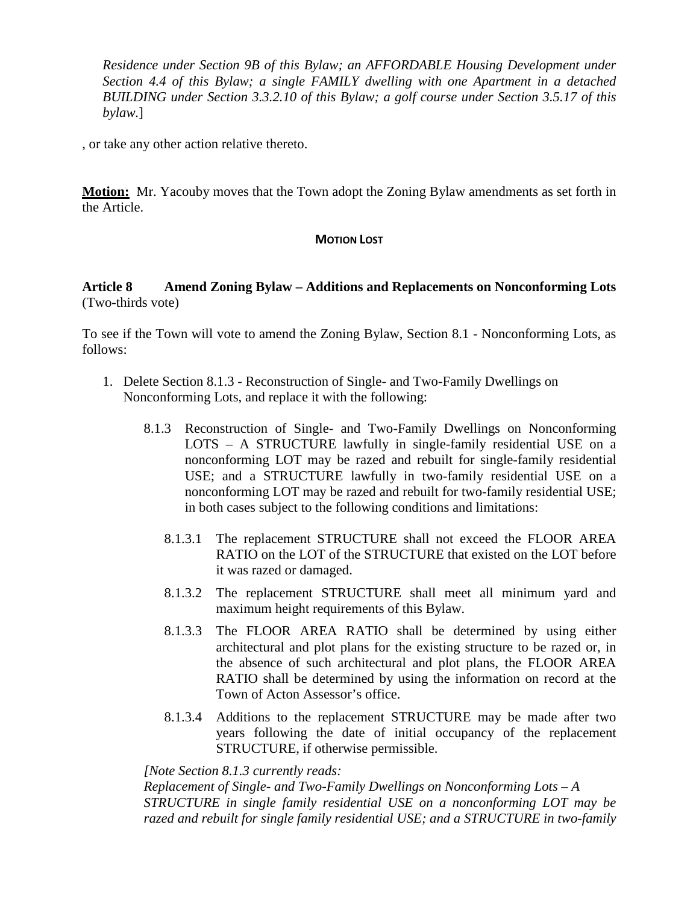*Residence under Section 9B of this Bylaw; an AFFORDABLE Housing Development under Section 4.4 of this Bylaw; a single FAMILY dwelling with one Apartment in a detached BUILDING under Section 3.3.2.10 of this Bylaw; a golf course under Section 3.5.17 of this bylaw*.]

, or take any other action relative thereto.

**Motion:** Mr. Yacouby moves that the Town adopt the Zoning Bylaw amendments as set forth in the Article.

**MOTION LOST**

**Article 8 Amend Zoning Bylaw – Additions and Replacements on Nonconforming Lots** (Two-thirds vote)

To see if the Town will vote to amend the Zoning Bylaw, Section 8.1 - Nonconforming Lots, as follows:

1. Delete Section 8.1.3 - Reconstruction of Single- and Two-Family Dwellings on Nonconforming Lots, and replace it with the following:

   8.1.3 Reconstruction of Single- and Two-Family Dwellings on Nonconforming LOTS – A STRUCTURE lawfully in single-family residential USE on a nonconforming LOT may be razed and rebuilt for single-family residential USE; and a STRUCTURE lawfully in two-family residential USE on a nonconforming LOT may be razed and rebuilt for two-family residential USE; in both cases subject to the following conditions and limitations:

   8.1.3.1 The replacement STRUCTURE shall not exceed the FLOOR AREA RATIO on the LOT of the STRUCTURE that existed on the LOT before it was razed or damaged.

   8.1.3.2 The replacement STRUCTURE shall meet all minimum yard and maximum height requirements of this Bylaw.

   8.1.3.3 The FLOOR AREA RATIO shall be determined by using either architectural and plot plans for the existing structure to be razed or, in the absence of such architectural and plot plans, the FLOOR AREA RATIO shall be determined by using the information on record at the Town of Acton Assessor's office.

   8.1.3.4 Additions to the replacement STRUCTURE may be made after two years following the date of initial occupancy of the replacement STRUCTURE, if otherwise permissible.

   *[Note Section 8.1.3 currently reads:*
   *Replacement of Single- and Two-Family Dwellings on Nonconforming Lots – A STRUCTURE in single family residential USE on a nonconforming LOT may be razed and rebuilt for single family residential USE; and a STRUCTURE in two-family*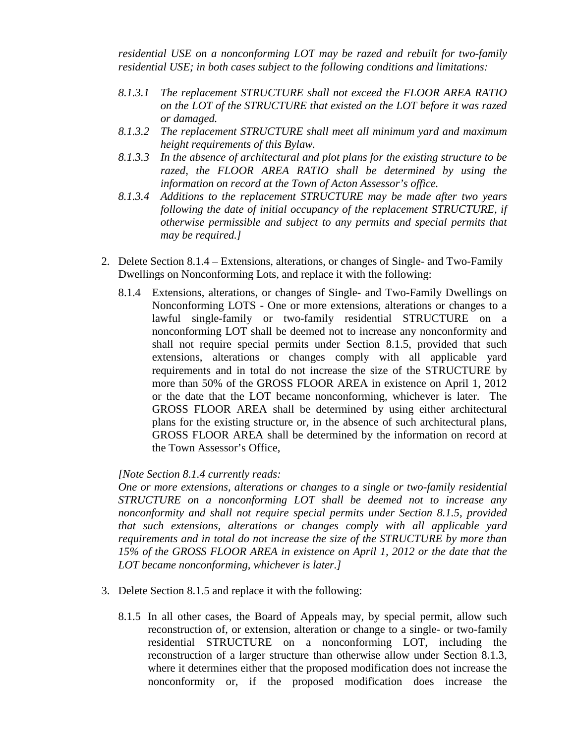*residential USE on a nonconforming LOT may be razed and rebuilt for two-family residential USE; in both cases subject to the following conditions and limitations:*

*8.1.3.1 The replacement STRUCTURE shall not exceed the FLOOR AREA RATIO on the LOT of the STRUCTURE that existed on the LOT before it was razed or damaged.*

*8.1.3.2 The replacement STRUCTURE shall meet all minimum yard and maximum height requirements of this Bylaw.*

*8.1.3.3 In the absence of architectural and plot plans for the existing structure to be razed, the FLOOR AREA RATIO shall be determined by using the information on record at the Town of Acton Assessor's office.*

*8.1.3.4 Additions to the replacement STRUCTURE may be made after two years following the date of initial occupancy of the replacement STRUCTURE, if otherwise permissible and subject to any permits and special permits that may be required.]*

2. Delete Section 8.1.4 – Extensions, alterations, or changes of Single- and Two-Family Dwellings on Nonconforming Lots, and replace it with the following:

   8.1.4 Extensions, alterations, or changes of Single- and Two-Family Dwellings on Nonconforming LOTS - One or more extensions, alterations or changes to a lawful single-family or two-family residential STRUCTURE on a nonconforming LOT shall be deemed not to increase any nonconformity and shall not require special permits under Section 8.1.5, provided that such extensions, alterations or changes comply with all applicable yard requirements and in total do not increase the size of the STRUCTURE by more than 50% of the GROSS FLOOR AREA in existence on April 1, 2012 or the date that the LOT became nonconforming, whichever is later. The GROSS FLOOR AREA shall be determined by using either architectural plans for the existing structure or, in the absence of such architectural plans, GROSS FLOOR AREA shall be determined by the information on record at the Town Assessor's Office,

   *[Note Section 8.1.4 currently reads:*
   *One or more extensions, alterations or changes to a single or two-family residential STRUCTURE on a nonconforming LOT shall be deemed not to increase any nonconformity and shall not require special permits under Section 8.1.5, provided that such extensions, alterations or changes comply with all applicable yard requirements and in total do not increase the size of the STRUCTURE by more than 15% of the GROSS FLOOR AREA in existence on April 1, 2012 or the date that the LOT became nonconforming, whichever is later.]*

3. Delete Section 8.1.5 and replace it with the following:

   8.1.5 In all other cases, the Board of Appeals may, by special permit, allow such reconstruction of, or extension, alteration or change to a single- or two-family residential STRUCTURE on a nonconforming LOT, including the reconstruction of a larger structure than otherwise allow under Section 8.1.3, where it determines either that the proposed modification does not increase the nonconformity or, if the proposed modification does increase the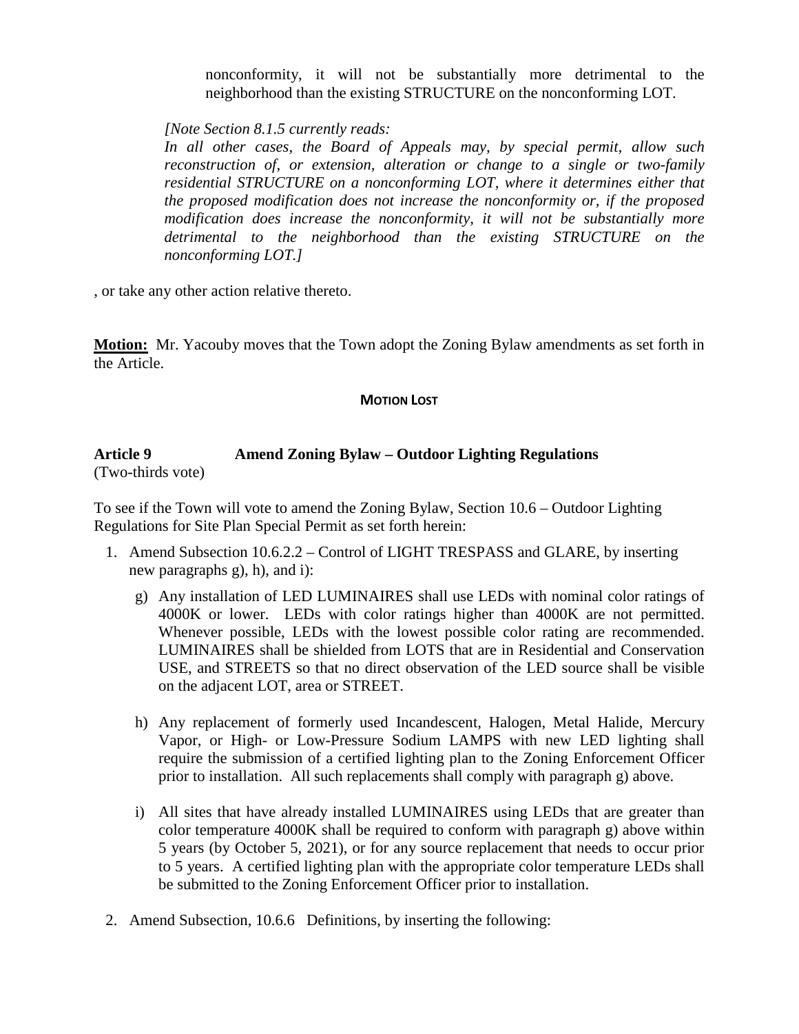nonconformity, it will not be substantially more detrimental to the neighborhood than the existing STRUCTURE on the nonconforming LOT.

*[Note Section 8.1.5 currently reads:*
*In all other cases, the Board of Appeals may, by special permit, allow such reconstruction of, or extension, alteration or change to a single or two-family residential STRUCTURE on a nonconforming LOT, where it determines either that the proposed modification does not increase the nonconformity or, if the proposed modification does increase the nonconformity, it will not be substantially more detrimental to the neighborhood than the existing STRUCTURE on the nonconforming LOT.]*

, or take any other action relative thereto.

**Motion:** Mr. Yacouby moves that the Town adopt the Zoning Bylaw amendments as set forth in the Article.

**MOTION LOST**

**Article 9 Amend Zoning Bylaw – Outdoor Lighting Regulations**
(Two-thirds vote)

To see if the Town will vote to amend the Zoning Bylaw, Section 10.6 – Outdoor Lighting Regulations for Site Plan Special Permit as set forth herein:

1. Amend Subsection 10.6.2.2 – Control of LIGHT TRESPASS and GLARE, by inserting new paragraphs g), h), and i):

   g) Any installation of LED LUMINAIRES shall use LEDs with nominal color ratings of 4000K or lower. LEDs with color ratings higher than 4000K are not permitted. Whenever possible, LEDs with the lowest possible color rating are recommended. LUMINAIRES shall be shielded from LOTS that are in Residential and Conservation USE, and STREETS so that no direct observation of the LED source shall be visible on the adjacent LOT, area or STREET.

   h) Any replacement of formerly used Incandescent, Halogen, Metal Halide, Mercury Vapor, or High- or Low-Pressure Sodium LAMPS with new LED lighting shall require the submission of a certified lighting plan to the Zoning Enforcement Officer prior to installation. All such replacements shall comply with paragraph g) above.

   i) All sites that have already installed LUMINAIRES using LEDs that are greater than color temperature 4000K shall be required to conform with paragraph g) above within 5 years (by October 5, 2021), or for any source replacement that needs to occur prior to 5 years. A certified lighting plan with the appropriate color temperature LEDs shall be submitted to the Zoning Enforcement Officer prior to installation.

2. Amend Subsection, 10.6.6 Definitions, by inserting the following: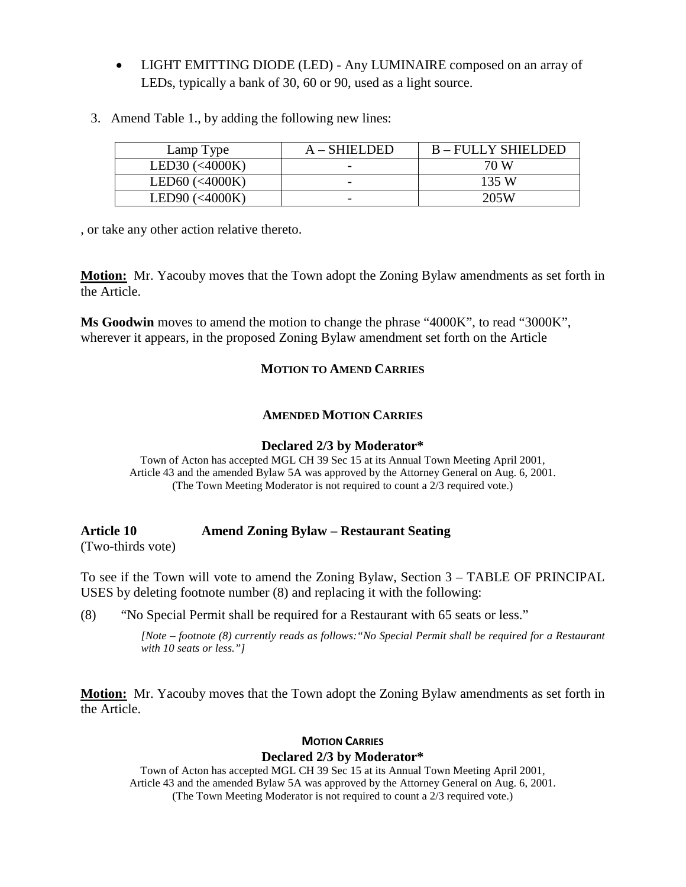- LIGHT EMITTING DIODE (LED) - Any LUMINAIRE composed on an array of LEDs, typically a bank of 30, 60 or 90, used as a light source.

3. Amend Table 1., by adding the following new lines:

| Lamp Type | A – SHIELDED | B – FULLY SHIELDED |
|---|---|---|
| LED30 (<4000K) | - | 70 W |
| LED60 (<4000K) | - | 135 W |
| LED90 (<4000K) | - | 205W |

, or take any other action relative thereto.

**Motion:** Mr. Yacouby moves that the Town adopt the Zoning Bylaw amendments as set forth in the Article.

**Ms Goodwin** moves to amend the motion to change the phrase "4000K", to read "3000K", wherever it appears, in the proposed Zoning Bylaw amendment set forth on the Article

**MOTION TO AMEND CARRIES**

**AMENDED MOTION CARRIES**

**Declared 2/3 by Moderator***

Town of Acton has accepted MGL CH 39 Sec 15 at its Annual Town Meeting April 2001, Article 43 and the amended Bylaw 5A was approved by the Attorney General on Aug. 6, 2001. (The Town Meeting Moderator is not required to count a 2/3 required vote.)

### Article 10 Amend Zoning Bylaw – Restaurant Seating

(Two-thirds vote)

To see if the Town will vote to amend the Zoning Bylaw, Section 3 – TABLE OF PRINCIPAL USES by deleting footnote number (8) and replacing it with the following:

(8) "No Special Permit shall be required for a Restaurant with 65 seats or less."

*[Note – footnote (8) currently reads as follows:"No Special Permit shall be required for a Restaurant with 10 seats or less."]*

**Motion:** Mr. Yacouby moves that the Town adopt the Zoning Bylaw amendments as set forth in the Article.

**MOTION CARRIES**

**Declared 2/3 by Moderator***

Town of Acton has accepted MGL CH 39 Sec 15 at its Annual Town Meeting April 2001, Article 43 and the amended Bylaw 5A was approved by the Attorney General on Aug. 6, 2001. (The Town Meeting Moderator is not required to count a 2/3 required vote.)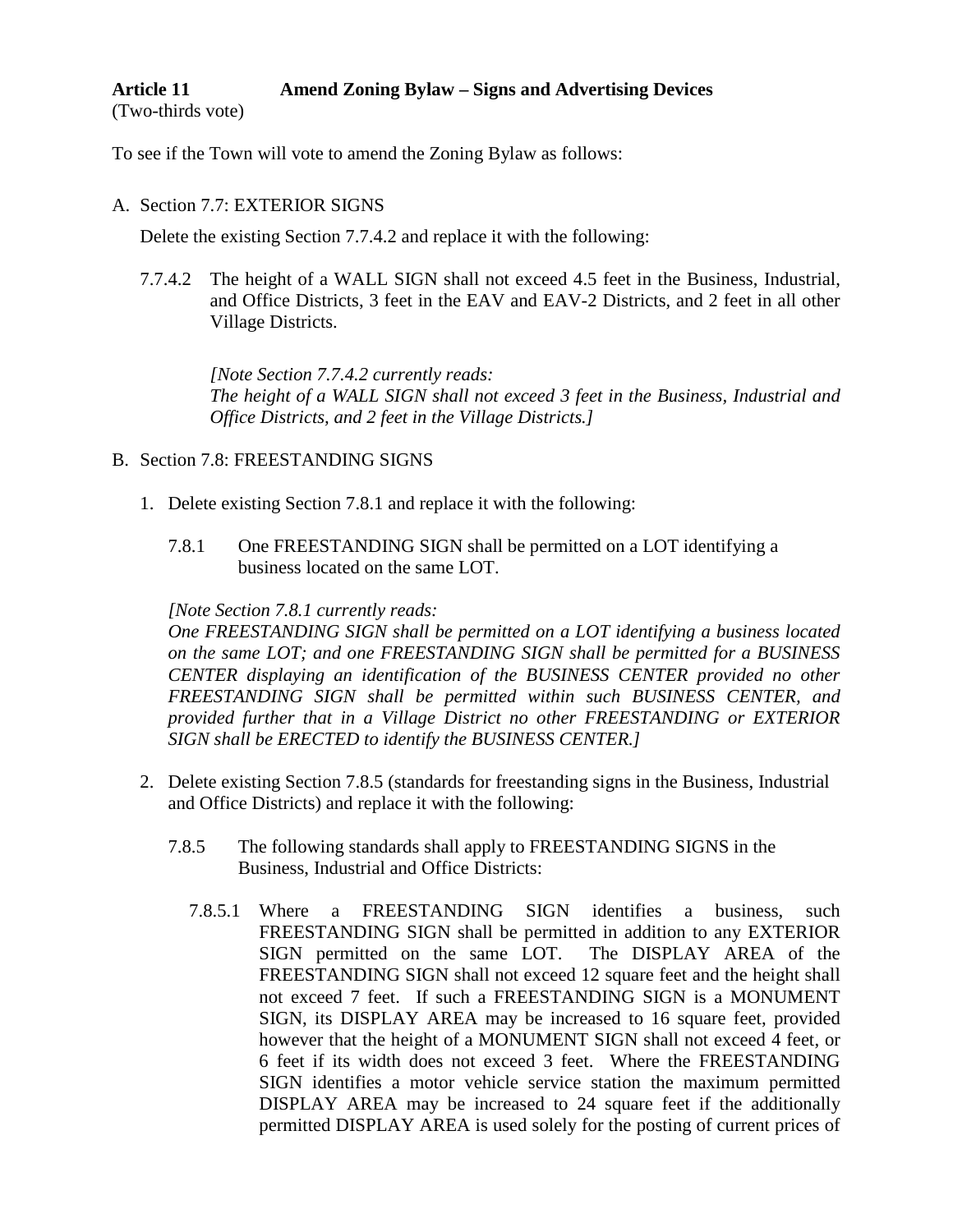**Article 11 Amend Zoning Bylaw – Signs and Advertising Devices**
(Two-thirds vote)

To see if the Town will vote to amend the Zoning Bylaw as follows:

A. Section 7.7: EXTERIOR SIGNS

Delete the existing Section 7.7.4.2 and replace it with the following:

7.7.4.2 The height of a WALL SIGN shall not exceed 4.5 feet in the Business, Industrial, and Office Districts, 3 feet in the EAV and EAV-2 Districts, and 2 feet in all other Village Districts.

*[Note Section 7.7.4.2 currently reads:*
*The height of a WALL SIGN shall not exceed 3 feet in the Business, Industrial and Office Districts, and 2 feet in the Village Districts.]*

B. Section 7.8: FREESTANDING SIGNS

1. Delete existing Section 7.8.1 and replace it with the following:

   7.8.1 One FREESTANDING SIGN shall be permitted on a LOT identifying a business located on the same LOT.

   *[Note Section 7.8.1 currently reads:*
   *One FREESTANDING SIGN shall be permitted on a LOT identifying a business located on the same LOT; and one FREESTANDING SIGN shall be permitted for a BUSINESS CENTER displaying an identification of the BUSINESS CENTER provided no other FREESTANDING SIGN shall be permitted within such BUSINESS CENTER, and provided further that in a Village District no other FREESTANDING or EXTERIOR SIGN shall be ERECTED to identify the BUSINESS CENTER.]*

2. Delete existing Section 7.8.5 (standards for freestanding signs in the Business, Industrial and Office Districts) and replace it with the following:

   7.8.5 The following standards shall apply to FREESTANDING SIGNS in the Business, Industrial and Office Districts:

   7.8.5.1 Where a FREESTANDING SIGN identifies a business, such FREESTANDING SIGN shall be permitted in addition to any EXTERIOR SIGN permitted on the same LOT. The DISPLAY AREA of the FREESTANDING SIGN shall not exceed 12 square feet and the height shall not exceed 7 feet. If such a FREESTANDING SIGN is a MONUMENT SIGN, its DISPLAY AREA may be increased to 16 square feet, provided however that the height of a MONUMENT SIGN shall not exceed 4 feet, or 6 feet if its width does not exceed 3 feet. Where the FREESTANDING SIGN identifies a motor vehicle service station the maximum permitted DISPLAY AREA may be increased to 24 square feet if the additionally permitted DISPLAY AREA is used solely for the posting of current prices of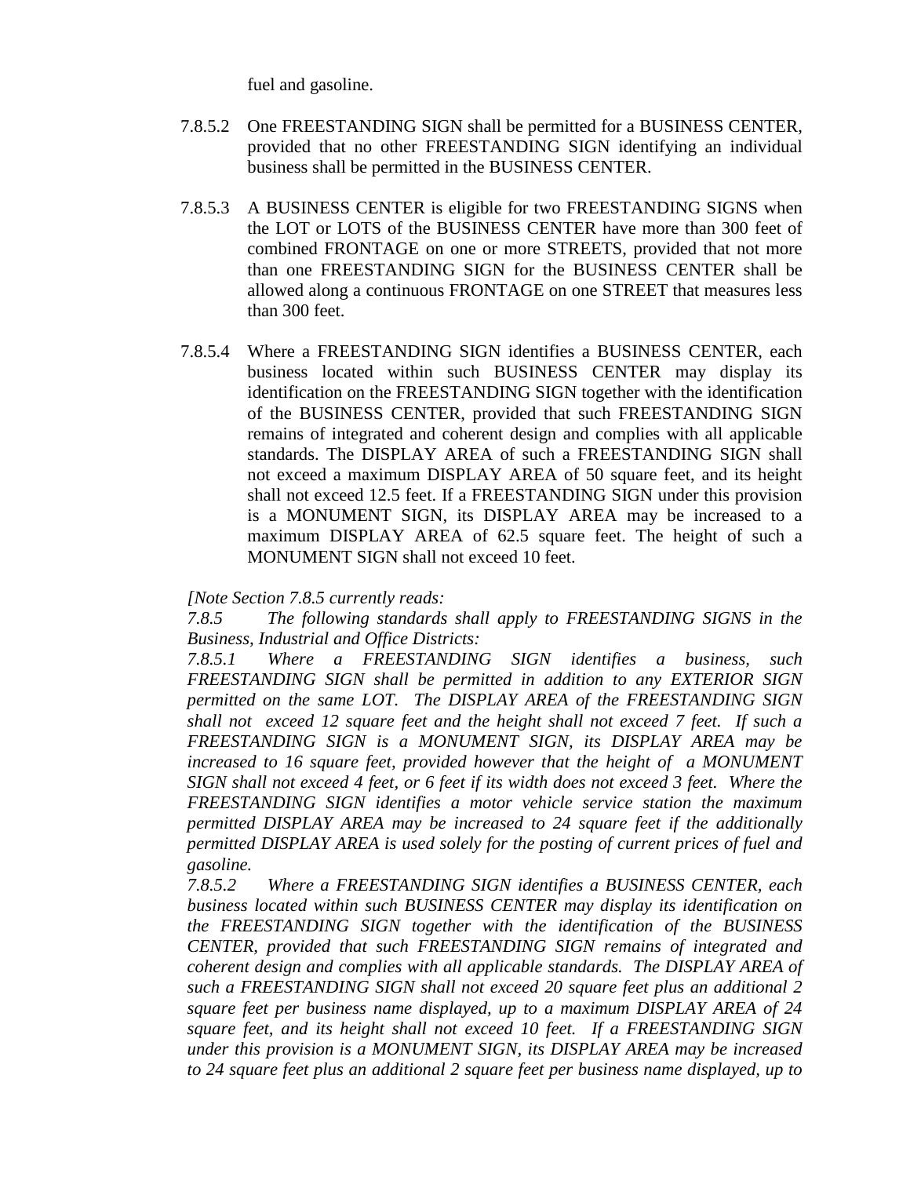fuel and gasoline.

7.8.5.2 One FREESTANDING SIGN shall be permitted for a BUSINESS CENTER, provided that no other FREESTANDING SIGN identifying an individual business shall be permitted in the BUSINESS CENTER.

7.8.5.3 A BUSINESS CENTER is eligible for two FREESTANDING SIGNS when the LOT or LOTS of the BUSINESS CENTER have more than 300 feet of combined FRONTAGE on one or more STREETS, provided that not more than one FREESTANDING SIGN for the BUSINESS CENTER shall be allowed along a continuous FRONTAGE on one STREET that measures less than 300 feet.

7.8.5.4 Where a FREESTANDING SIGN identifies a BUSINESS CENTER, each business located within such BUSINESS CENTER may display its identification on the FREESTANDING SIGN together with the identification of the BUSINESS CENTER, provided that such FREESTANDING SIGN remains of integrated and coherent design and complies with all applicable standards. The DISPLAY AREA of such a FREESTANDING SIGN shall not exceed a maximum DISPLAY AREA of 50 square feet, and its height shall not exceed 12.5 feet. If a FREESTANDING SIGN under this provision is a MONUMENT SIGN, its DISPLAY AREA may be increased to a maximum DISPLAY AREA of 62.5 square feet. The height of such a MONUMENT SIGN shall not exceed 10 feet.

*[Note Section 7.8.5 currently reads:*

*7.8.5 The following standards shall apply to FREESTANDING SIGNS in the Business, Industrial and Office Districts:*

*7.8.5.1 Where a FREESTANDING SIGN identifies a business, such FREESTANDING SIGN shall be permitted in addition to any EXTERIOR SIGN permitted on the same LOT. The DISPLAY AREA of the FREESTANDING SIGN shall not exceed 12 square feet and the height shall not exceed 7 feet. If such a FREESTANDING SIGN is a MONUMENT SIGN, its DISPLAY AREA may be increased to 16 square feet, provided however that the height of a MONUMENT SIGN shall not exceed 4 feet, or 6 feet if its width does not exceed 3 feet. Where the FREESTANDING SIGN identifies a motor vehicle service station the maximum permitted DISPLAY AREA may be increased to 24 square feet if the additionally permitted DISPLAY AREA is used solely for the posting of current prices of fuel and gasoline.*

*7.8.5.2 Where a FREESTANDING SIGN identifies a BUSINESS CENTER, each business located within such BUSINESS CENTER may display its identification on the FREESTANDING SIGN together with the identification of the BUSINESS CENTER, provided that such FREESTANDING SIGN remains of integrated and coherent design and complies with all applicable standards. The DISPLAY AREA of such a FREESTANDING SIGN shall not exceed 20 square feet plus an additional 2 square feet per business name displayed, up to a maximum DISPLAY AREA of 24 square feet, and its height shall not exceed 10 feet. If a FREESTANDING SIGN under this provision is a MONUMENT SIGN, its DISPLAY AREA may be increased to 24 square feet plus an additional 2 square feet per business name displayed, up to*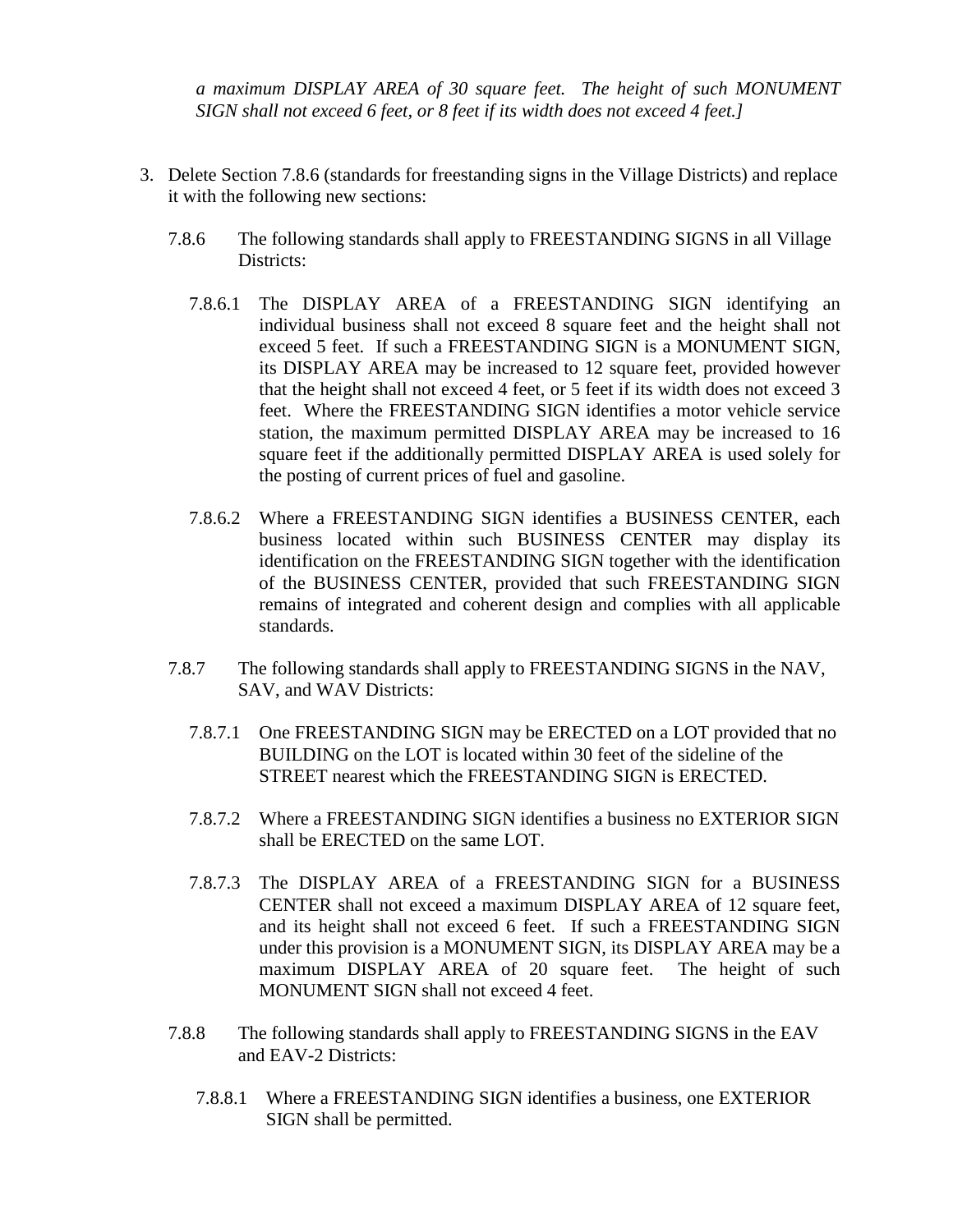*a maximum DISPLAY AREA of 30 square feet. The height of such MONUMENT SIGN shall not exceed 6 feet, or 8 feet if its width does not exceed 4 feet.]*

3. Delete Section 7.8.6 (standards for freestanding signs in the Village Districts) and replace it with the following new sections:

   7.8.6 The following standards shall apply to FREESTANDING SIGNS in all Village Districts:

   7.8.6.1 The DISPLAY AREA of a FREESTANDING SIGN identifying an individual business shall not exceed 8 square feet and the height shall not exceed 5 feet. If such a FREESTANDING SIGN is a MONUMENT SIGN, its DISPLAY AREA may be increased to 12 square feet, provided however that the height shall not exceed 4 feet, or 5 feet if its width does not exceed 3 feet. Where the FREESTANDING SIGN identifies a motor vehicle service station, the maximum permitted DISPLAY AREA may be increased to 16 square feet if the additionally permitted DISPLAY AREA is used solely for the posting of current prices of fuel and gasoline.

   7.8.6.2 Where a FREESTANDING SIGN identifies a BUSINESS CENTER, each business located within such BUSINESS CENTER may display its identification on the FREESTANDING SIGN together with the identification of the BUSINESS CENTER, provided that such FREESTANDING SIGN remains of integrated and coherent design and complies with all applicable standards.

   7.8.7 The following standards shall apply to FREESTANDING SIGNS in the NAV, SAV, and WAV Districts:

   7.8.7.1 One FREESTANDING SIGN may be ERECTED on a LOT provided that no BUILDING on the LOT is located within 30 feet of the sideline of the STREET nearest which the FREESTANDING SIGN is ERECTED.

   7.8.7.2 Where a FREESTANDING SIGN identifies a business no EXTERIOR SIGN shall be ERECTED on the same LOT.

   7.8.7.3 The DISPLAY AREA of a FREESTANDING SIGN for a BUSINESS CENTER shall not exceed a maximum DISPLAY AREA of 12 square feet, and its height shall not exceed 6 feet. If such a FREESTANDING SIGN under this provision is a MONUMENT SIGN, its DISPLAY AREA may be a maximum DISPLAY AREA of 20 square feet. The height of such MONUMENT SIGN shall not exceed 4 feet.

   7.8.8 The following standards shall apply to FREESTANDING SIGNS in the EAV and EAV-2 Districts:

   7.8.8.1 Where a FREESTANDING SIGN identifies a business, one EXTERIOR SIGN shall be permitted.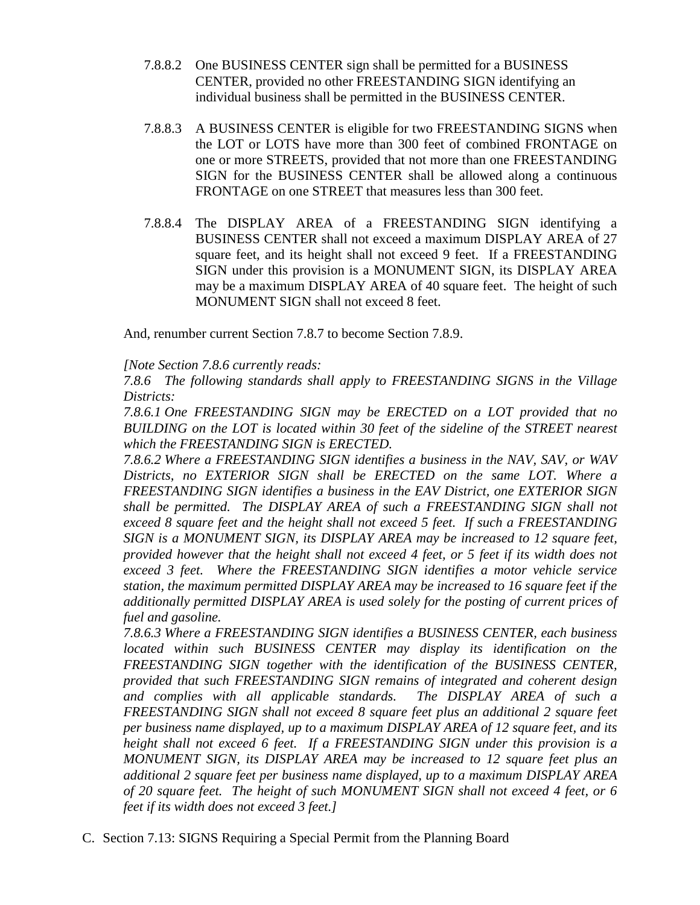7.8.8.2 One BUSINESS CENTER sign shall be permitted for a BUSINESS CENTER, provided no other FREESTANDING SIGN identifying an individual business shall be permitted in the BUSINESS CENTER.

7.8.8.3 A BUSINESS CENTER is eligible for two FREESTANDING SIGNS when the LOT or LOTS have more than 300 feet of combined FRONTAGE on one or more STREETS, provided that not more than one FREESTANDING SIGN for the BUSINESS CENTER shall be allowed along a continuous FRONTAGE on one STREET that measures less than 300 feet.

7.8.8.4 The DISPLAY AREA of a FREESTANDING SIGN identifying a BUSINESS CENTER shall not exceed a maximum DISPLAY AREA of 27 square feet, and its height shall not exceed 9 feet. If a FREESTANDING SIGN under this provision is a MONUMENT SIGN, its DISPLAY AREA may be a maximum DISPLAY AREA of 40 square feet. The height of such MONUMENT SIGN shall not exceed 8 feet.

And, renumber current Section 7.8.7 to become Section 7.8.9.

*[Note Section 7.8.6 currently reads:*

*7.8.6 The following standards shall apply to FREESTANDING SIGNS in the Village Districts:*

*7.8.6.1 One FREESTANDING SIGN may be ERECTED on a LOT provided that no BUILDING on the LOT is located within 30 feet of the sideline of the STREET nearest which the FREESTANDING SIGN is ERECTED.*

*7.8.6.2 Where a FREESTANDING SIGN identifies a business in the NAV, SAV, or WAV Districts, no EXTERIOR SIGN shall be ERECTED on the same LOT. Where a FREESTANDING SIGN identifies a business in the EAV District, one EXTERIOR SIGN shall be permitted. The DISPLAY AREA of such a FREESTANDING SIGN shall not exceed 8 square feet and the height shall not exceed 5 feet. If such a FREESTANDING SIGN is a MONUMENT SIGN, its DISPLAY AREA may be increased to 12 square feet, provided however that the height shall not exceed 4 feet, or 5 feet if its width does not exceed 3 feet. Where the FREESTANDING SIGN identifies a motor vehicle service station, the maximum permitted DISPLAY AREA may be increased to 16 square feet if the additionally permitted DISPLAY AREA is used solely for the posting of current prices of fuel and gasoline.*

*7.8.6.3 Where a FREESTANDING SIGN identifies a BUSINESS CENTER, each business located within such BUSINESS CENTER may display its identification on the FREESTANDING SIGN together with the identification of the BUSINESS CENTER, provided that such FREESTANDING SIGN remains of integrated and coherent design and complies with all applicable standards. The DISPLAY AREA of such a FREESTANDING SIGN shall not exceed 8 square feet plus an additional 2 square feet per business name displayed, up to a maximum DISPLAY AREA of 12 square feet, and its height shall not exceed 6 feet. If a FREESTANDING SIGN under this provision is a MONUMENT SIGN, its DISPLAY AREA may be increased to 12 square feet plus an additional 2 square feet per business name displayed, up to a maximum DISPLAY AREA of 20 square feet. The height of such MONUMENT SIGN shall not exceed 4 feet, or 6 feet if its width does not exceed 3 feet.]*

C. Section 7.13: SIGNS Requiring a Special Permit from the Planning Board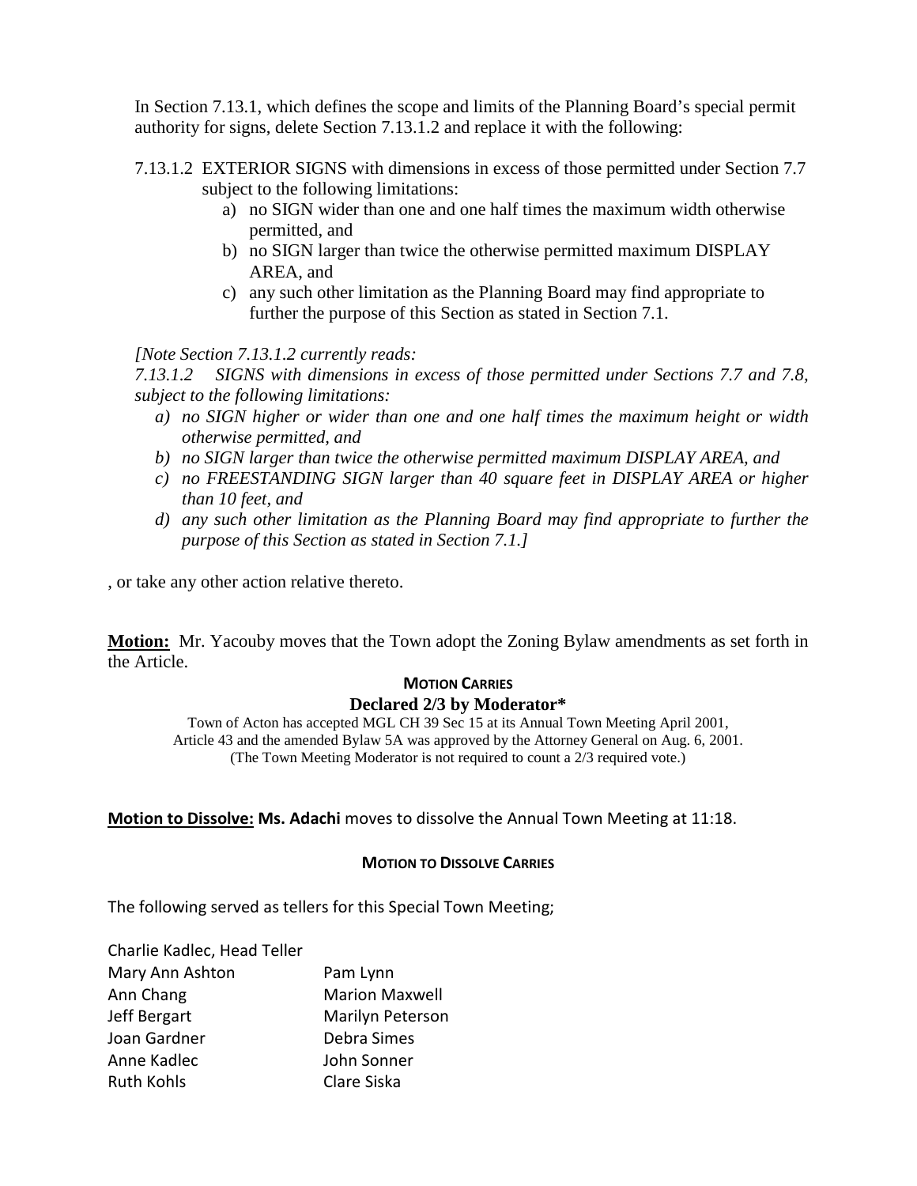In Section 7.13.1, which defines the scope and limits of the Planning Board's special permit authority for signs, delete Section 7.13.1.2 and replace it with the following:

7.13.1.2 EXTERIOR SIGNS with dimensions in excess of those permitted under Section 7.7 subject to the following limitations:

a) no SIGN wider than one and one half times the maximum width otherwise permitted, and
b) no SIGN larger than twice the otherwise permitted maximum DISPLAY AREA, and
c) any such other limitation as the Planning Board may find appropriate to further the purpose of this Section as stated in Section 7.1.

*[Note Section 7.13.1.2 currently reads:*
*7.13.1.2 SIGNS with dimensions in excess of those permitted under Sections 7.7 and 7.8, subject to the following limitations:*

*a) no SIGN higher or wider than one and one half times the maximum height or width otherwise permitted, and*
*b) no SIGN larger than twice the otherwise permitted maximum DISPLAY AREA, and*
*c) no FREESTANDING SIGN larger than 40 square feet in DISPLAY AREA or higher than 10 feet, and*
*d) any such other limitation as the Planning Board may find appropriate to further the purpose of this Section as stated in Section 7.1.]*

, or take any other action relative thereto.

**Motion:** Mr. Yacouby moves that the Town adopt the Zoning Bylaw amendments as set forth in the Article.

**MOTION CARRIES**

**Declared 2/3 by Moderator***

Town of Acton has accepted MGL CH 39 Sec 15 at its Annual Town Meeting April 2001, Article 43 and the amended Bylaw 5A was approved by the Attorney General on Aug. 6, 2001. (The Town Meeting Moderator is not required to count a 2/3 required vote.)

**Motion to Dissolve: Ms. Adachi** moves to dissolve the Annual Town Meeting at 11:18.

**MOTION TO DISSOLVE CARRIES**

The following served as tellers for this Special Town Meeting;

Charlie Kadlec, Head Teller

| | |
|---|---|
| Mary Ann Ashton | Pam Lynn |
| Ann Chang | Marion Maxwell |
| Jeff Bergart | Marilyn Peterson |
| Joan Gardner | Debra Simes |
| Anne Kadlec | John Sonner |
| Ruth Kohls | Clare Siska |